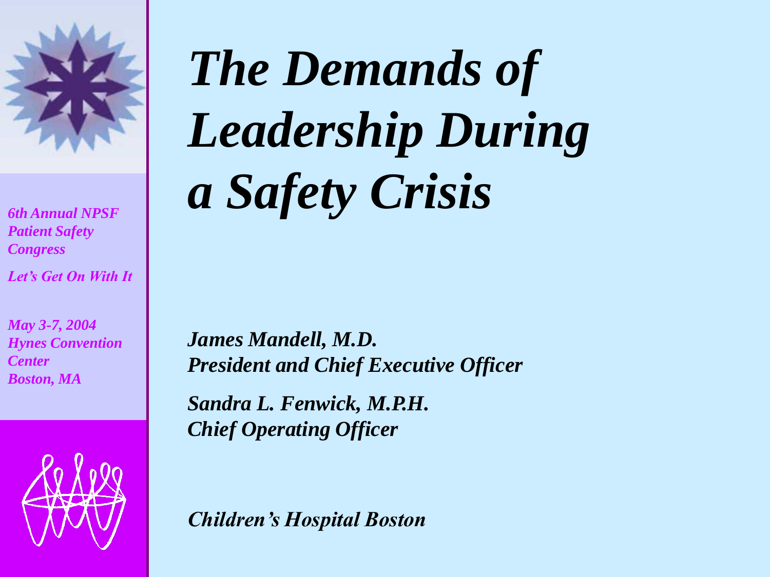# The Demands of Leadership During a Safety Crisis

*6th Annual NPSF Patient Safety Congress*

*Let's Get On With It*

*May 3-7, 2004*
*Hynes Convention Center*
*Boston, MA*

**James Mandell, M.D.**
**President and Chief Executive Officer**

**Sandra L. Fenwick, M.P.H.**
**Chief Operating Officer**

**Children's Hospital Boston**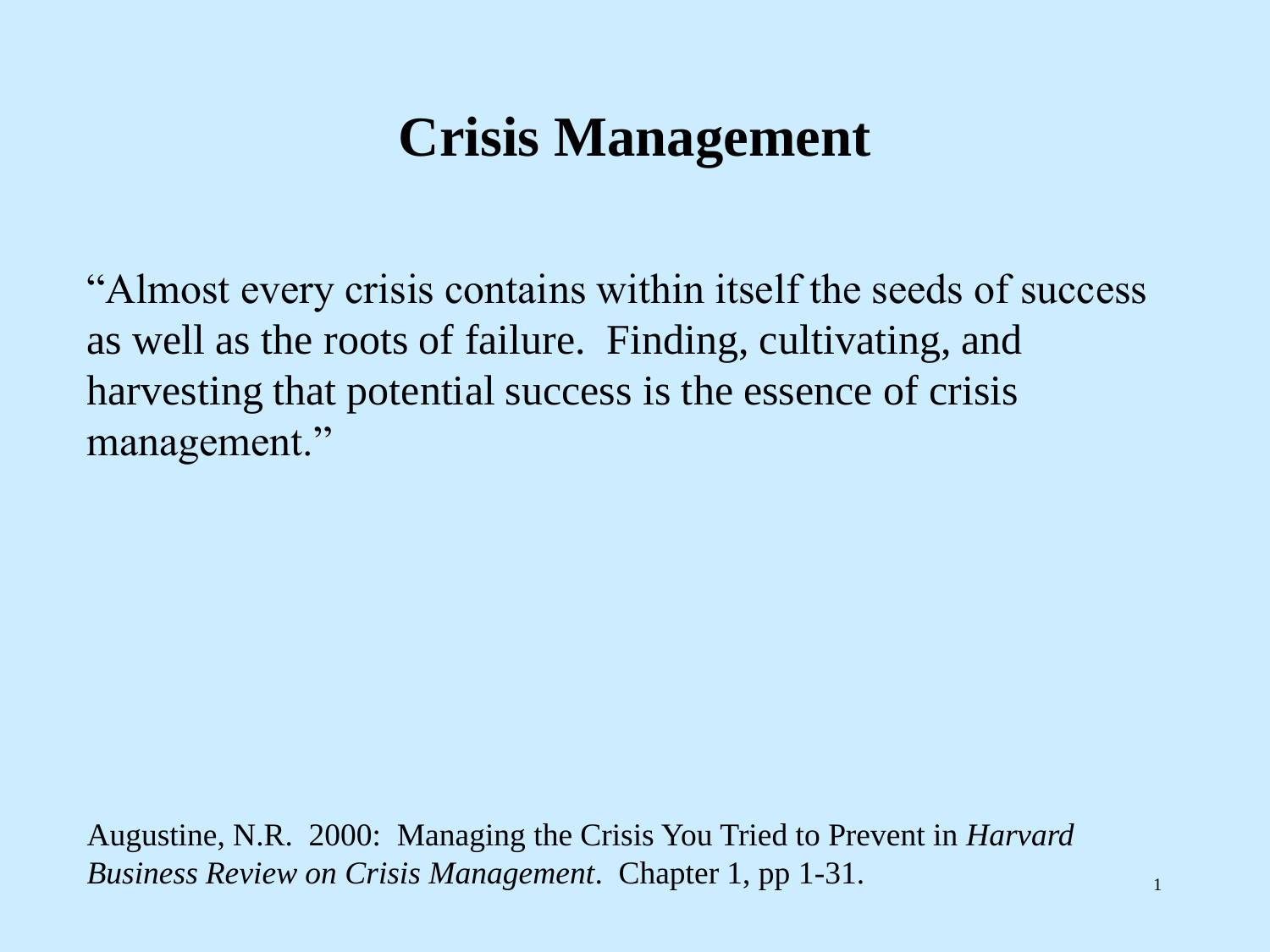# Crisis Management

"Almost every crisis contains within itself the seeds of success as well as the roots of failure. Finding, cultivating, and harvesting that potential success is the essence of crisis management."

Augustine, N.R. 2000: Managing the Crisis You Tried to Prevent in *Harvard Business Review on Crisis Management*. Chapter 1, pp 1-31.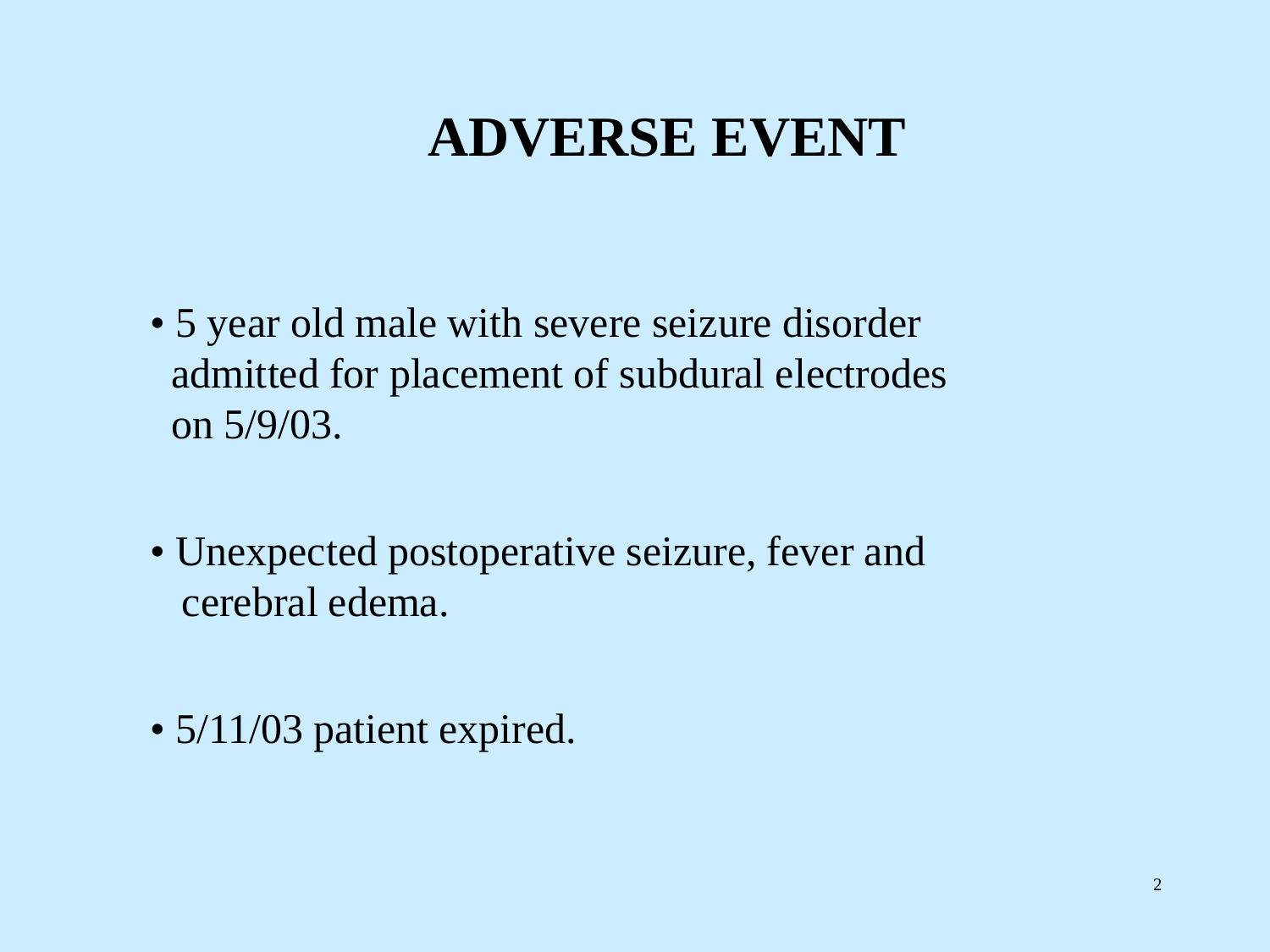# ADVERSE EVENT

- 5 year old male with severe seizure disorder admitted for placement of subdural electrodes on 5/9/03.
- Unexpected postoperative seizure, fever and cerebral edema.
- 5/11/03 patient expired.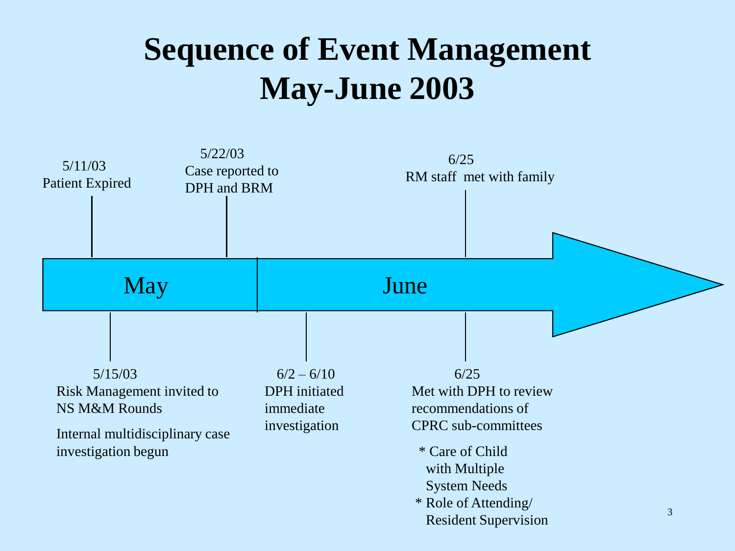# Sequence of Event Management May-June 2003

**May**

- **5/11/03** Patient Expired
- **5/15/03** Risk Management invited to NS M&M Rounds

  Internal multidisciplinary case investigation begun
- **5/22/03** Case reported to DPH and BRM

**June**

- **6/2 – 6/10** DPH initiated immediate investigation
- **6/25** RM staff met with family
- **6/25** Met with DPH to review recommendations of CPRC sub-committees
  - * Care of Child with Multiple System Needs
  - * Role of Attending/ Resident Supervision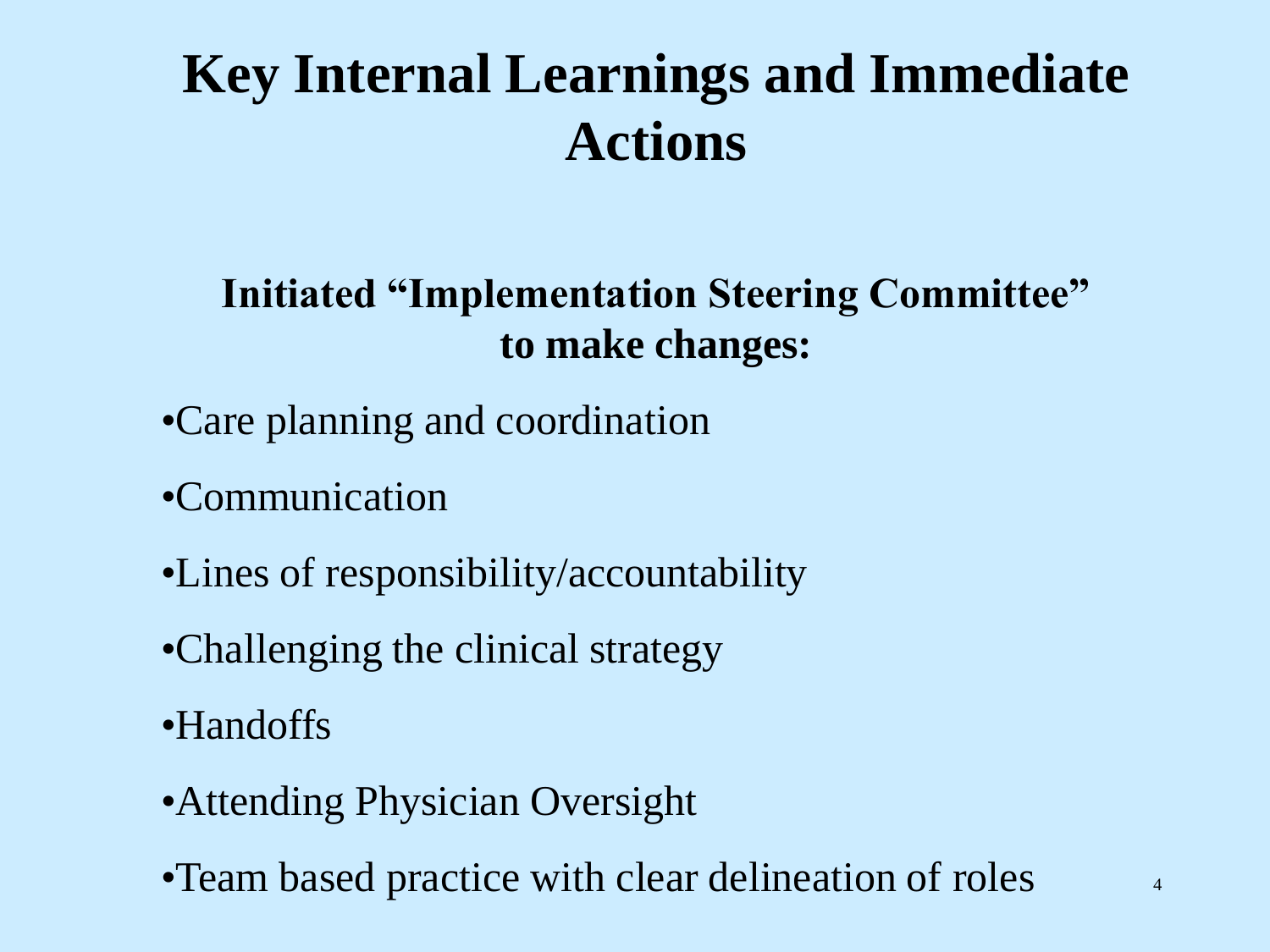# Key Internal Learnings and Immediate Actions

**Initiated "Implementation Steering Committee" to make changes:**

- Care planning and coordination
- Communication
- Lines of responsibility/accountability
- Challenging the clinical strategy
- Handoffs
- Attending Physician Oversight
- Team based practice with clear delineation of roles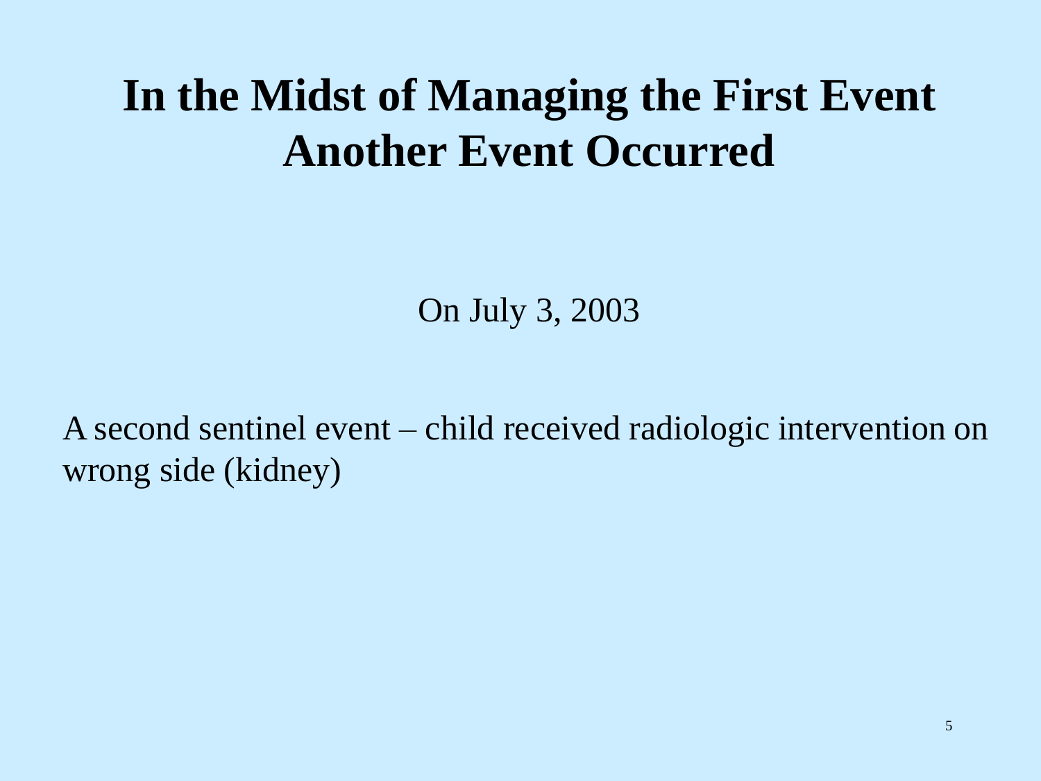# In the Midst of Managing the First Event Another Event Occurred

On July 3, 2003

A second sentinel event – child received radiologic intervention on wrong side (kidney)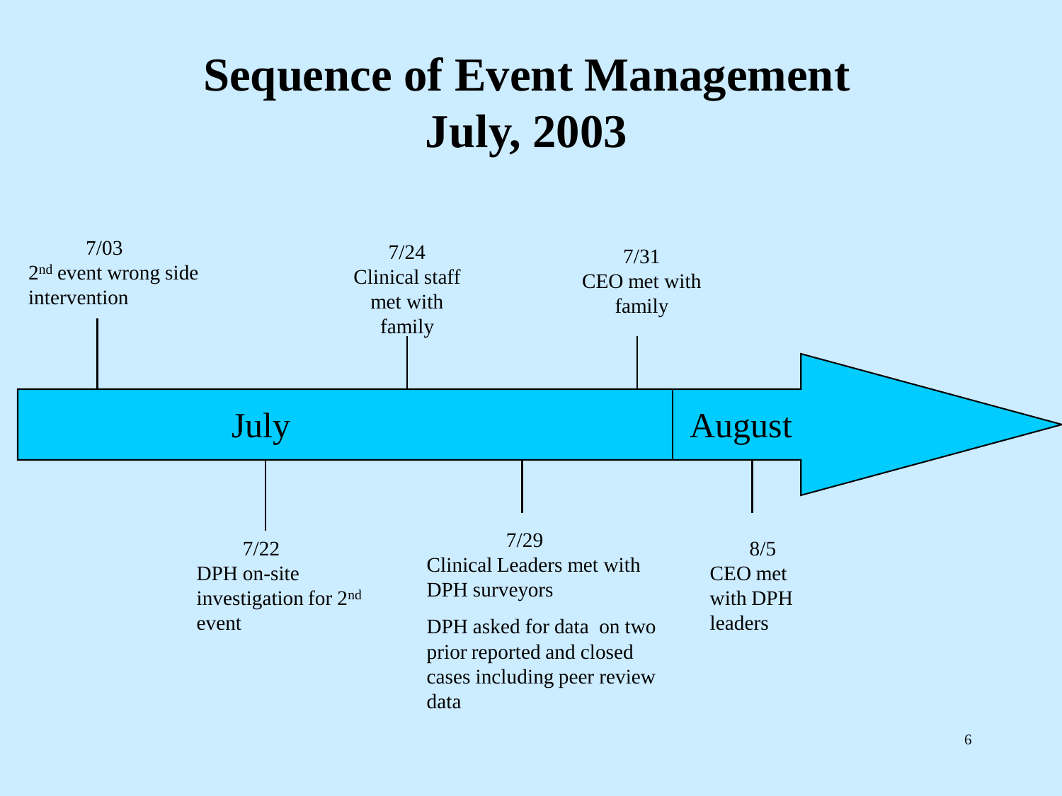# Sequence of Event Management July, 2003

**July**

- **7/03** – 2nd event wrong side intervention
- **7/22** – DPH on-site investigation for 2nd event
- **7/24** – Clinical staff met with family
- **7/29** – Clinical Leaders met with DPH surveyors
  - DPH asked for data on two prior reported and closed cases including peer review data
- **7/31** – CEO met with family

**August**

- **8/5** – CEO met with DPH leaders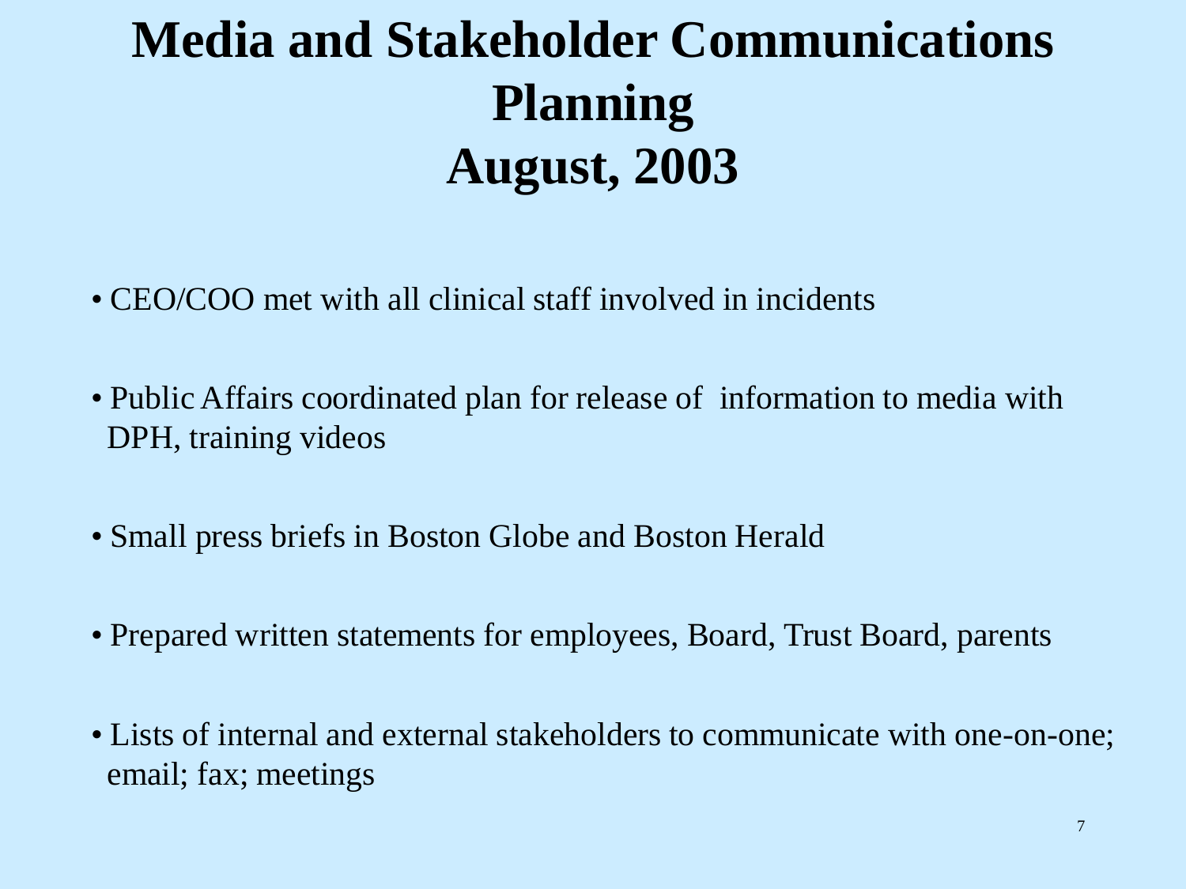# Media and Stakeholder Communications Planning
# August, 2003

- CEO/COO met with all clinical staff involved in incidents
- Public Affairs coordinated plan for release of information to media with DPH, training videos
- Small press briefs in Boston Globe and Boston Herald
- Prepared written statements for employees, Board, Trust Board, parents
- Lists of internal and external stakeholders to communicate with one-on-one; email; fax; meetings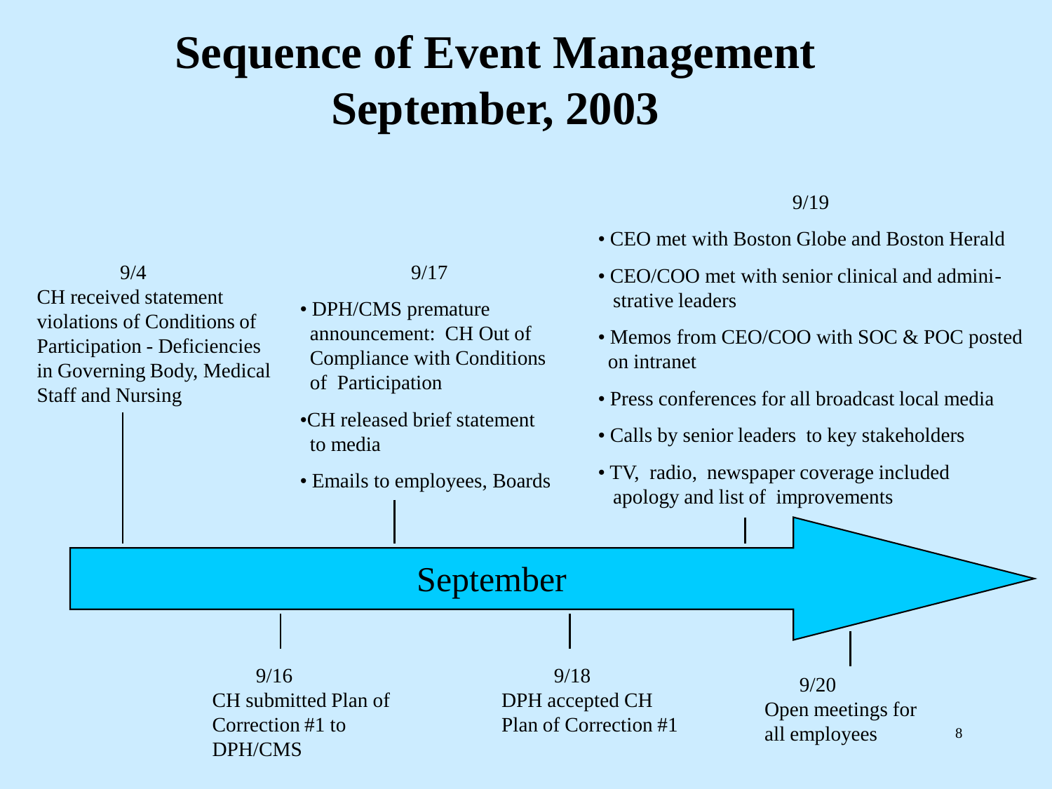# Sequence of Event Management September, 2003

September

**9/4**
CH received statement violations of Conditions of Participation - Deficiencies in Governing Body, Medical Staff and Nursing

**9/16**
CH submitted Plan of Correction #1 to DPH/CMS

**9/17**
- DPH/CMS premature announcement: CH Out of Compliance with Conditions of Participation
- CH released brief statement to media
- Emails to employees, Boards

**9/18**
DPH accepted CH Plan of Correction #1

**9/19**
- CEO met with Boston Globe and Boston Herald
- CEO/COO met with senior clinical and administrative leaders
- Memos from CEO/COO with SOC & POC posted on intranet
- Press conferences for all broadcast local media
- Calls by senior leaders to key stakeholders
- TV, radio, newspaper coverage included apology and list of improvements

**9/20**
Open meetings for all employees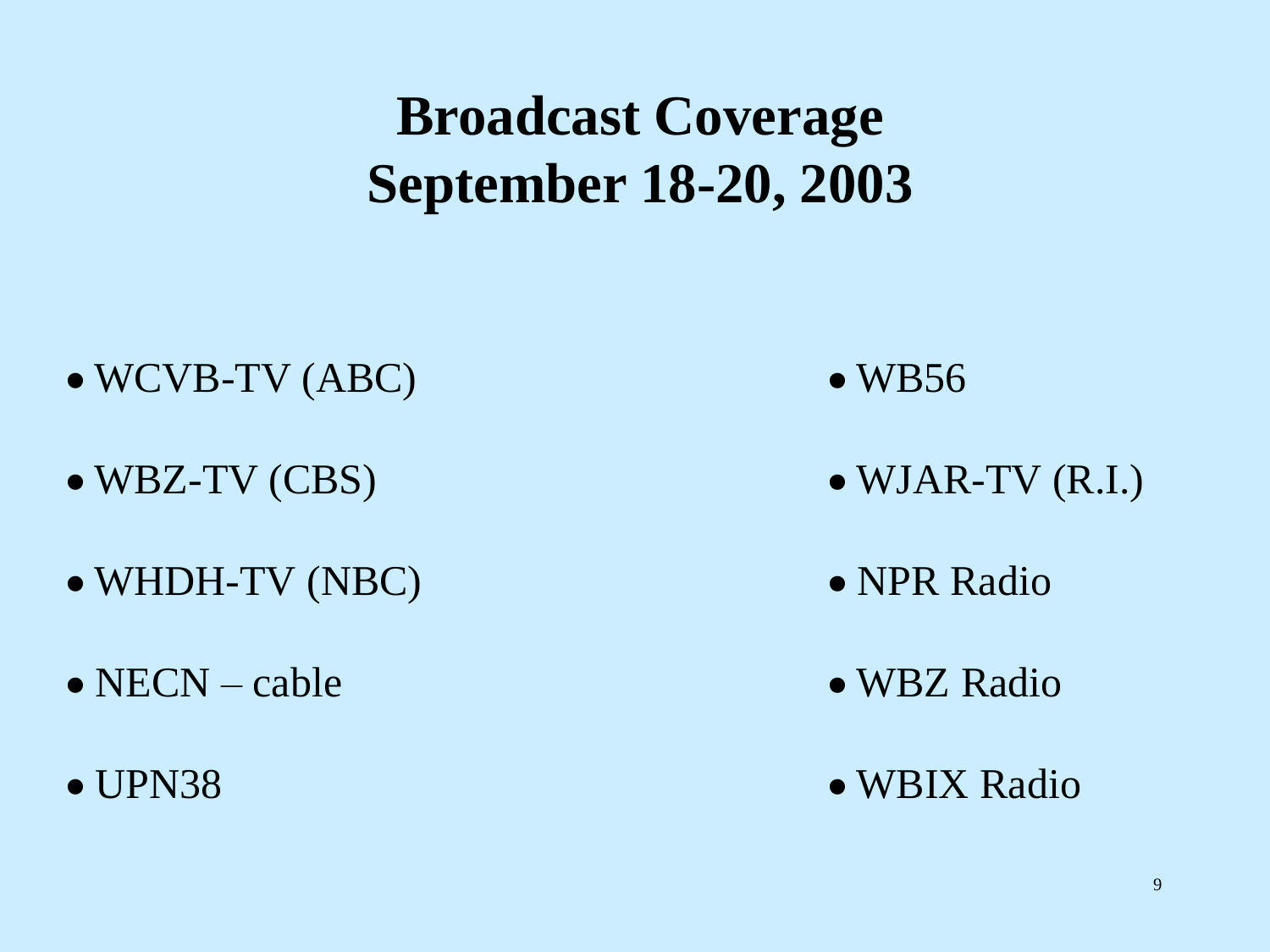# Broadcast Coverage
# September 18-20, 2003

- WCVB-TV (ABC)
- WBZ-TV (CBS)
- WHDH-TV (NBC)
- NECN – cable
- UPN38
- WB56
- WJAR-TV (R.I.)
- NPR Radio
- WBZ Radio
- WBIX Radio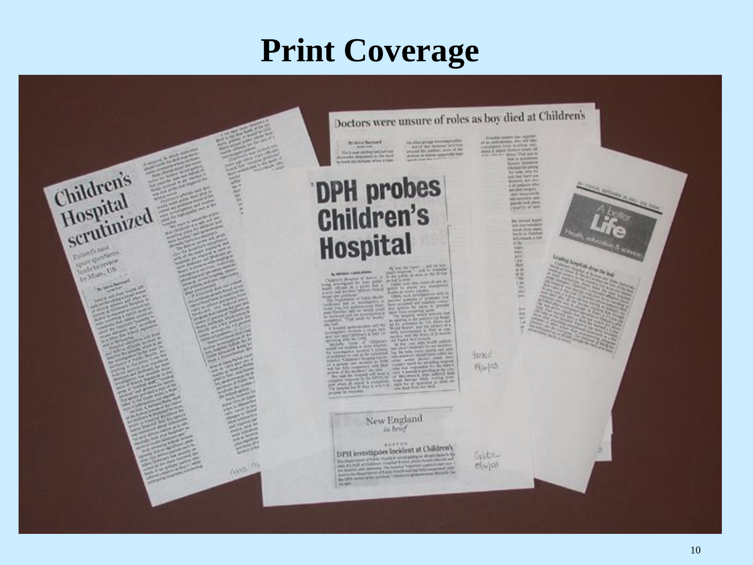# Print Coverage

Children's Hospital scrutinized

Patient's case spurs questions, leads to review by Mass., US

Doctors were unsure of roles as boy died at Children's

DPH probes Children's Hospital

New England in brief

DPH investigates incident at Children's

A better Life

Health, education & science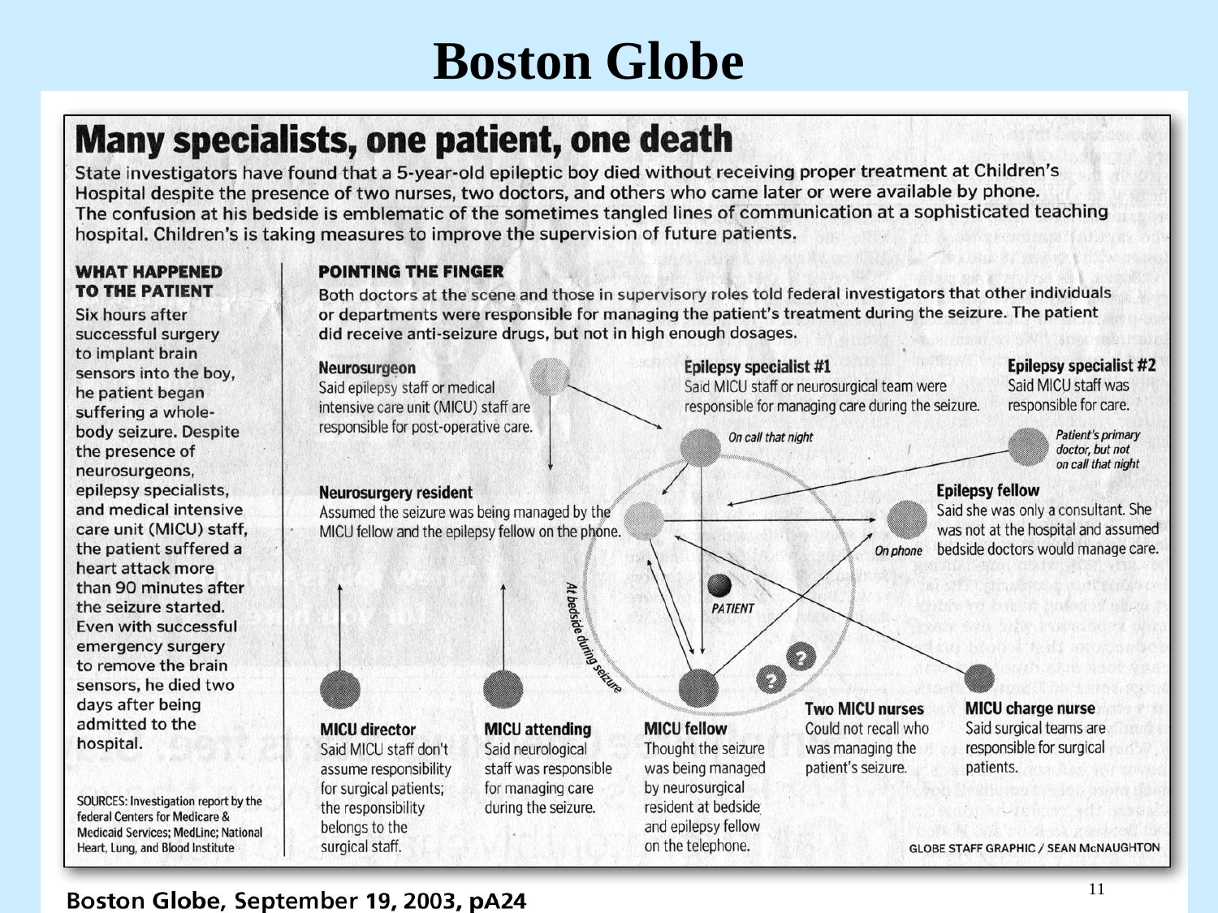# Boston Globe

## Many specialists, one patient, one death

State investigators have found that a 5-year-old epileptic boy died without receiving proper treatment at Children's Hospital despite the presence of two nurses, two doctors, and others who came later or were available by phone. The confusion at his bedside is emblematic of the sometimes tangled lines of communication at a sophisticated teaching hospital. Children's is taking measures to improve the supervision of future patients.

### WHAT HAPPENED TO THE PATIENT

Six hours after successful surgery to implant brain sensors into the boy, he patient began suffering a whole-body seizure. Despite the presence of neurosurgeons, epilepsy specialists, and medical intensive care unit (MICU) staff, the patient suffered a heart attack more than 90 minutes after the seizure started. Even with successful emergency surgery to remove the brain sensors, he died two days after being admitted to the hospital.

SOURCES: Investigation report by the federal Centers for Medicare & Medicaid Services; MedLine; National Heart, Lung, and Blood Institute

### POINTING THE FINGER

Both doctors at the scene and those in supervisory roles told federal investigators that other individuals or departments were responsible for managing the patient's treatment during the seizure. The patient did receive anti-seizure drugs, but not in high enough dosages.

**Neurosurgeon**
Said epilepsy staff or medical intensive care unit (MICU) staff are responsible for post-operative care.

**Epilepsy specialist #1**
Said MICU staff or neurosurgical team were responsible for managing care during the seizure.
*On call that night*

**Epilepsy specialist #2**
Said MICU staff was responsible for care.
*Patient's primary doctor, but not on call that night*

**Neurosurgery resident**
Assumed the seizure was being managed by the MICU fellow and the epilepsy fellow on the phone.

**Epilepsy fellow**
Said she was only a consultant. She was not at the hospital and assumed bedside doctors would manage care.
*On phone*

*At bedside during seizure*

PATIENT

**MICU director**
Said MICU staff don't assume responsibility for surgical patients; the responsibility belongs to the surgical staff.

**MICU attending**
Said neurological staff was responsible for managing care during the seizure.

**MICU fellow**
Thought the seizure was being managed by neurosurgical resident at bedside and epilepsy fellow on the telephone.

**Two MICU nurses**
Could not recall who was managing the patient's seizure.

**MICU charge nurse**
Said surgical teams are responsible for surgical patients.

GLOBE STAFF GRAPHIC / SEAN McNAUGHTON

Boston Globe, September 19, 2003, pA24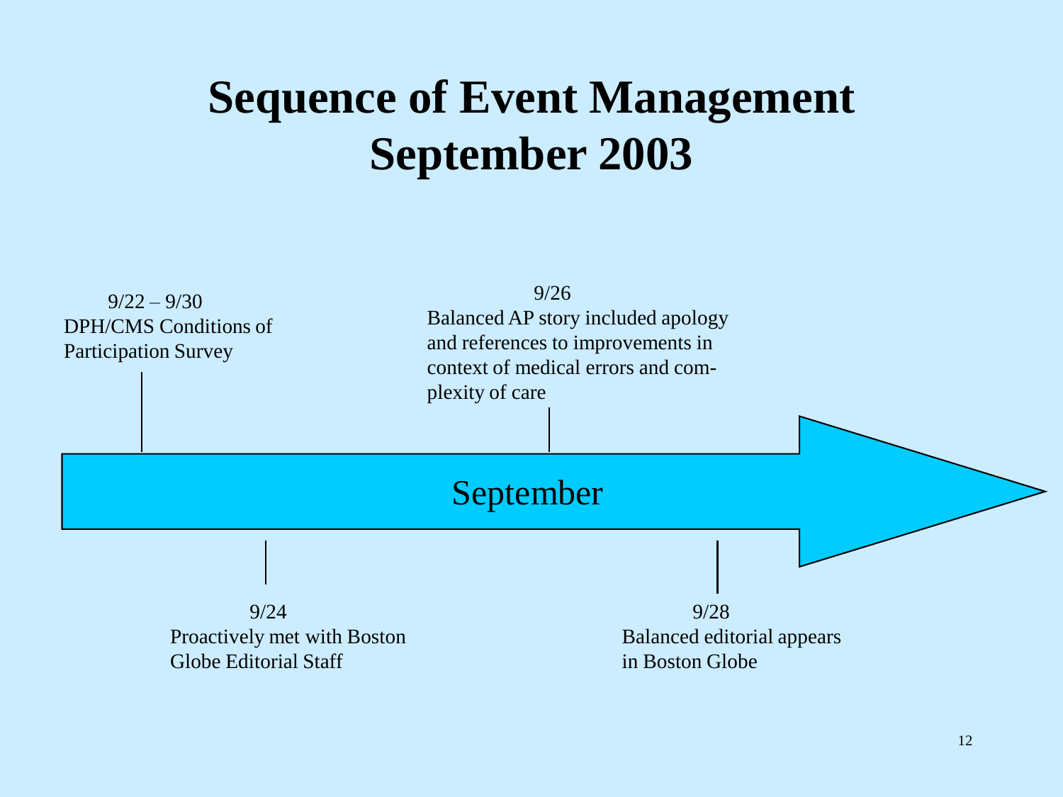# Sequence of Event Management September 2003

September

- **9/22 – 9/30**
  DPH/CMS Conditions of Participation Survey

- **9/24**
  Proactively met with Boston Globe Editorial Staff

- **9/26**
  Balanced AP story included apology and references to improvements in context of medical errors and complexity of care

- **9/28**
  Balanced editorial appears in Boston Globe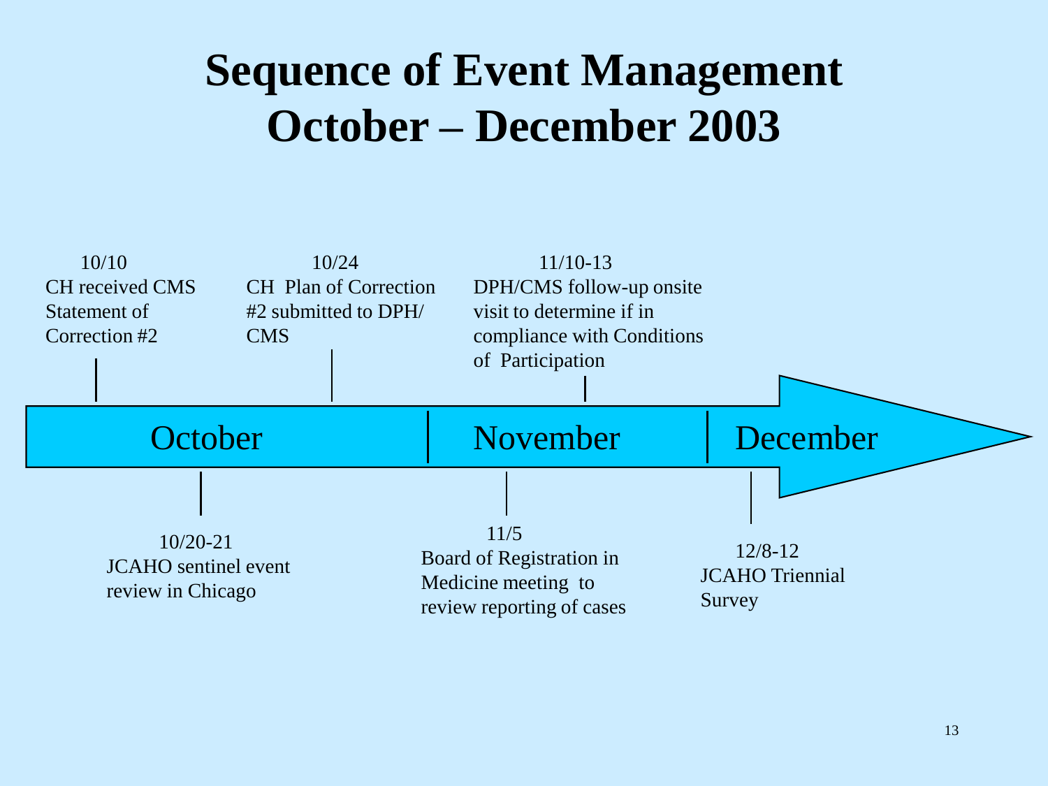# Sequence of Event Management October – December 2003

**October**

- **10/10** — CH received CMS Statement of Correction #2
- **10/20-21** — JCAHO sentinel event review in Chicago
- **10/24** — CH Plan of Correction #2 submitted to DPH/ CMS

**November**

- **11/5** — Board of Registration in Medicine meeting to review reporting of cases
- **11/10-13** — DPH/CMS follow-up onsite visit to determine if in compliance with Conditions of Participation

**December**

- **12/8-12** — JCAHO Triennial Survey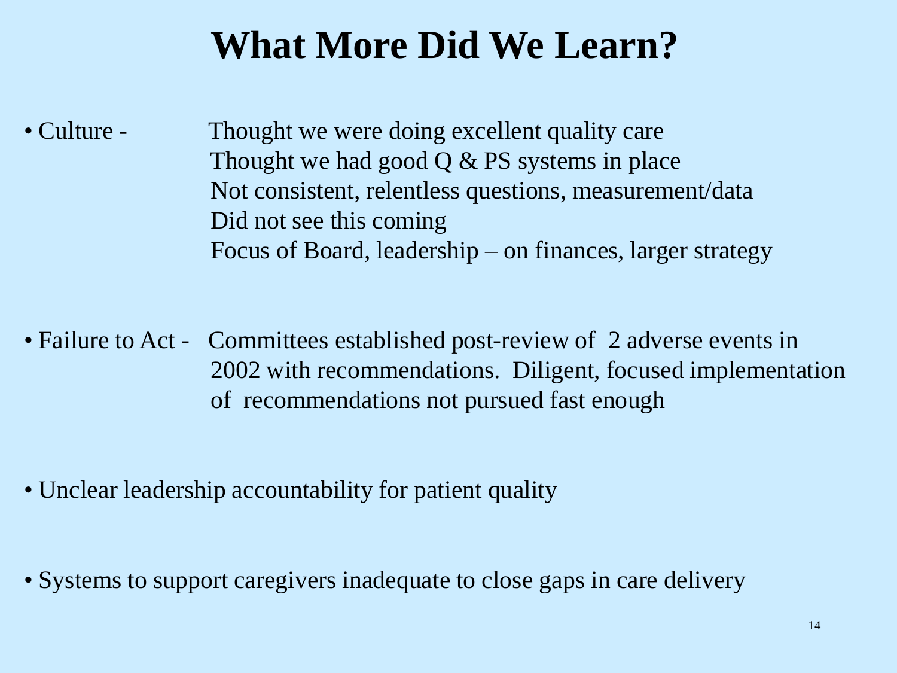# What More Did We Learn?

- Culture - Thought we were doing excellent quality care
  Thought we had good Q & PS systems in place
  Not consistent, relentless questions, measurement/data
  Did not see this coming
  Focus of Board, leadership – on finances, larger strategy

- Failure to Act - Committees established post-review of 2 adverse events in 2002 with recommendations. Diligent, focused implementation of recommendations not pursued fast enough

- Unclear leadership accountability for patient quality

- Systems to support caregivers inadequate to close gaps in care delivery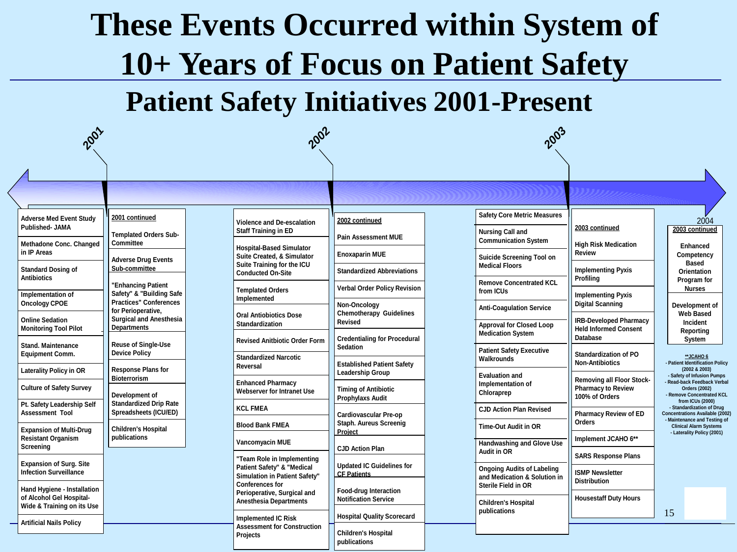# These Events Occurred within System of 10+ Years of Focus on Patient Safety

## Patient Safety Initiatives 2001-Present

### 2001

- Adverse Med Event Study Published- JAMA
- Methadone Conc. Changed in IP Areas
- Standard Dosing of Antibiotics
- Implementation of Oncology CPOE
- Online Sedation Monitoring Tool Pilot
- Stand. Maintenance Equipment Comm.
- Laterality Policy in OR
- Culture of Safety Survey
- Pt. Safety Leadership Self Assessment Tool
- Expansion of Multi-Drug Resistant Organism Screening
- Expansion of Surg. Site Infection Surveillance
- Hand Hygiene - Installation of Alcohol Gel Hospital-Wide & Training on its Use
- Artificial Nails Policy

**2001 continued**

- Templated Orders Sub-Committee
- Adverse Drug Events Sub-committee
- "Enhancing Patient Safety" & "Building Safe Practices" Conferences for Perioperative, Surgical and Anesthesia Departments
- Reuse of Single-Use Device Policy
- Response Plans for Bioterrorism
- Development of Standardized Drip Rate Spreadsheets (ICU/ED)
- Children's Hospital publications

### 2002

- Violence and De-escalation Staff Training in ED
- Hospital-Based Simulator Suite Created, & Simulator Suite Training for the ICU Conducted On-Site
- Templated Orders Implemented
- Oral Antiobiotics Dose Standardization
- Revised Anitbiotic Order Form
- Standardized Narcotic Reversal
- Enhanced Pharmacy Webserver for Intranet Use
- KCL FMEA
- Blood Bank FMEA
- Vancomyacin MUE
- "Team Role in Implementing Patient Safety" & "Medical Simulation in Patient Safety" Conferences for Perioperative, Surgical and Anesthesia Departments
- Implemented IC Risk Assessment for Construction Projects

**2002 continued**

- Pain Assessment MUE
- Enoxaparin MUE
- Standardized Abbreviations
- Verbal Order Policy Revision
- Non-Oncology Chemotherapy Guidelines Revised
- Credentialing for Procedural Sedation
- Established Patient Safety Leadership Group
- Timing of Antibiotic Prophylaxs Audit
- Cardiovascular Pre-op Staph. Aureus Screenig Project
- CJD Action Plan
- Updated IC Guidelines for CF Patients
- Food-drug Interaction Notification Service
- Hospital Quality Scorecard
- Children's Hospital publications

### 2003

- Safety Core Metric Measures
- Nursing Call and Communication System
- Suicide Screening Tool on Medical Floors
- Remove Concentrated KCL from ICUs
- Anti-Coagulation Service
- Approval for Closed Loop Medication System
- Patient Safety Executive Walkrounds
- Evaluation and Implementation of Chloraprep
- CJD Action Plan Revised
- Time-Out Audit in OR
- Handwashing and Glove Use Audit in OR
- Ongoing Audits of Labeling and Medication & Solution in Sterile Field in OR
- Children's Hospital publications

**2003 continued**

- High Risk Medication Review
- Implementing Pyxis Profiling
- Implementing Pyxis Digital Scanning
- IRB-Developed Pharmacy Held Informed Consent Database
- Standardization of PO Non-Antibiotics
- Removing all Floor Stock-Pharmacy to Review 100% of Orders
- Pharmacy Review of ED Orders
- Implement JCAHO 6**
- SARS Response Plans
- ISMP Newsletter Distribution
- Housestaff Duty Hours

### 2004

**2003 continued**

- Enhanced Competency Based Orientation Program for Nurses
- Development of Web Based Incident Reporting System

**JCAHO 6

- Patient Identification Policy (2002 & 2003)
- Safety of Infusion Pumps
- Read-back Feedback Verbal Orders (2002)
- Remove Concentrated KCL from ICUs (2000)
- Standardization of Drug Concentrations Available (2002)
- Maintenance and Testing of Clinical Alarm Systems
- Laterality Policy (2001)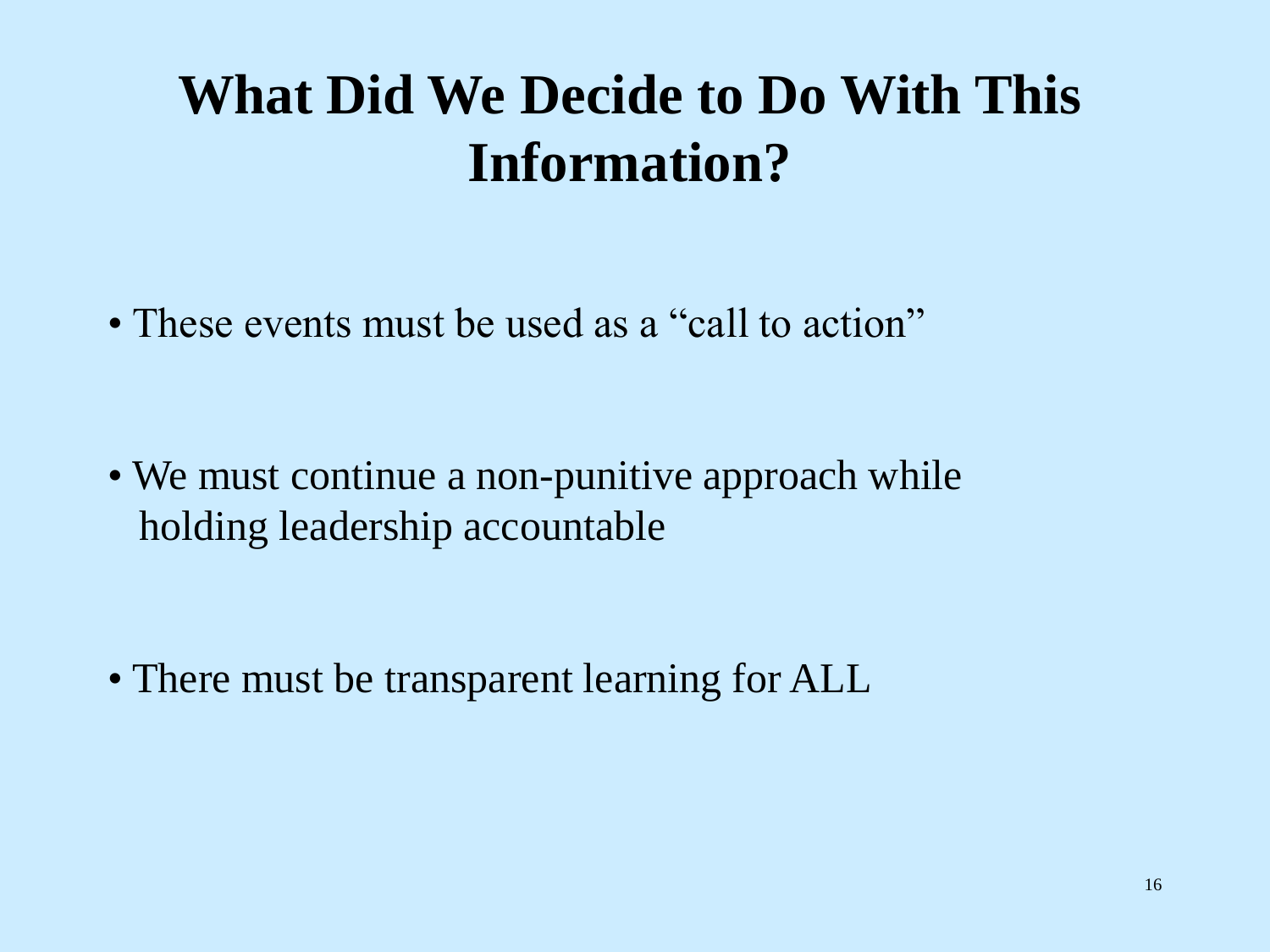# What Did We Decide to Do With This Information?

- These events must be used as a “call to action”
- We must continue a non-punitive approach while holding leadership accountable
- There must be transparent learning for ALL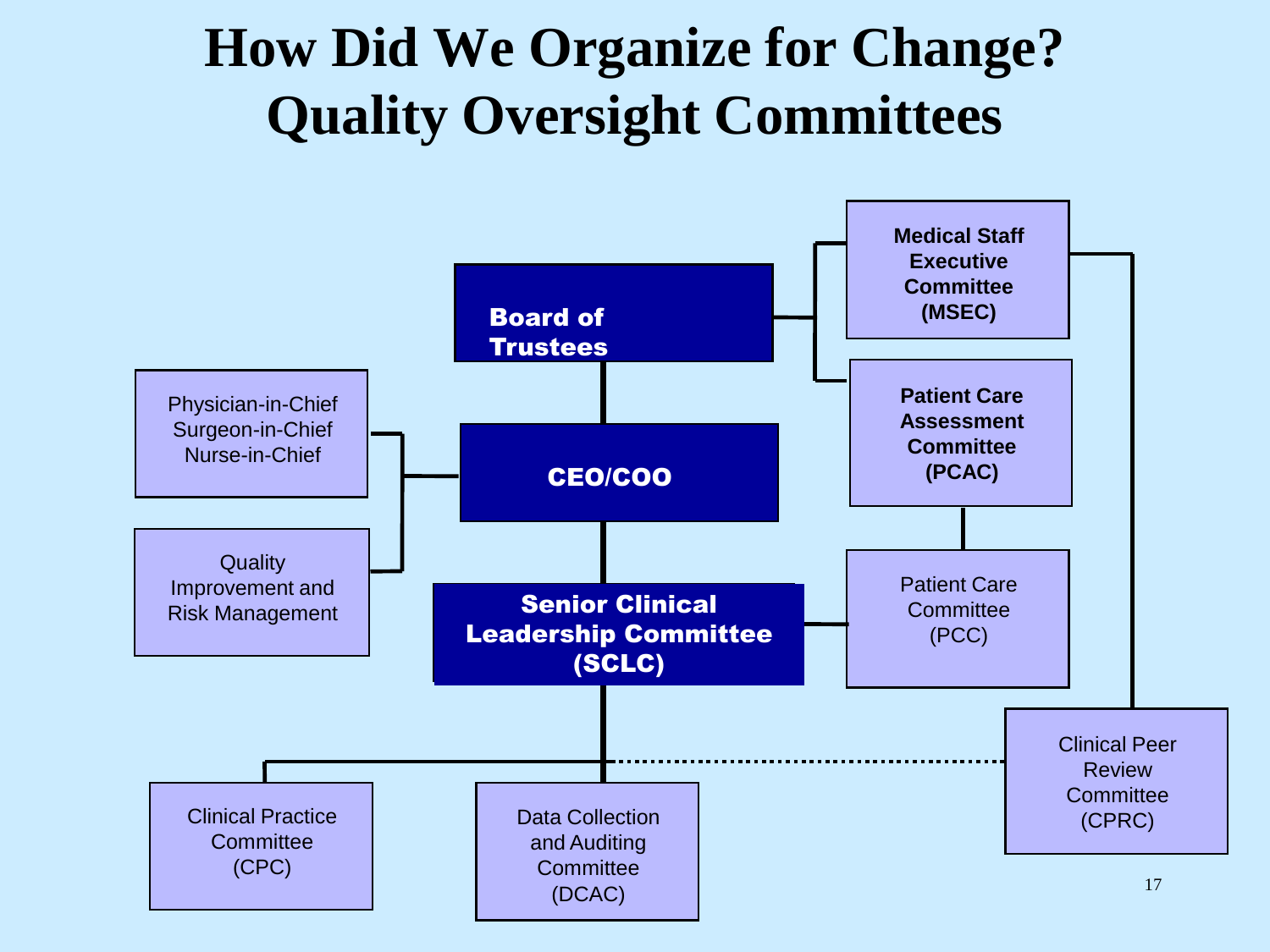# How Did We Organize for Change? Quality Oversight Committees

- **Board of Trustees**
  - **Medical Staff Executive Committee (MSEC)**
    - Clinical Peer Review Committee (CPRC)
  - **Patient Care Assessment Committee (PCAC)**
    - Patient Care Committee (PCC)
  - **CEO/COO**
    - Physician-in-Chief, Surgeon-in-Chief, Nurse-in-Chief
    - Quality Improvement and Risk Management
    - **Senior Clinical Leadership Committee (SCLC)**
      - Patient Care Committee (PCC)
      - Clinical Practice Committee (CPC)
      - Data Collection and Auditing Committee (DCAC)
      - Clinical Peer Review Committee (CPRC) (dotted line)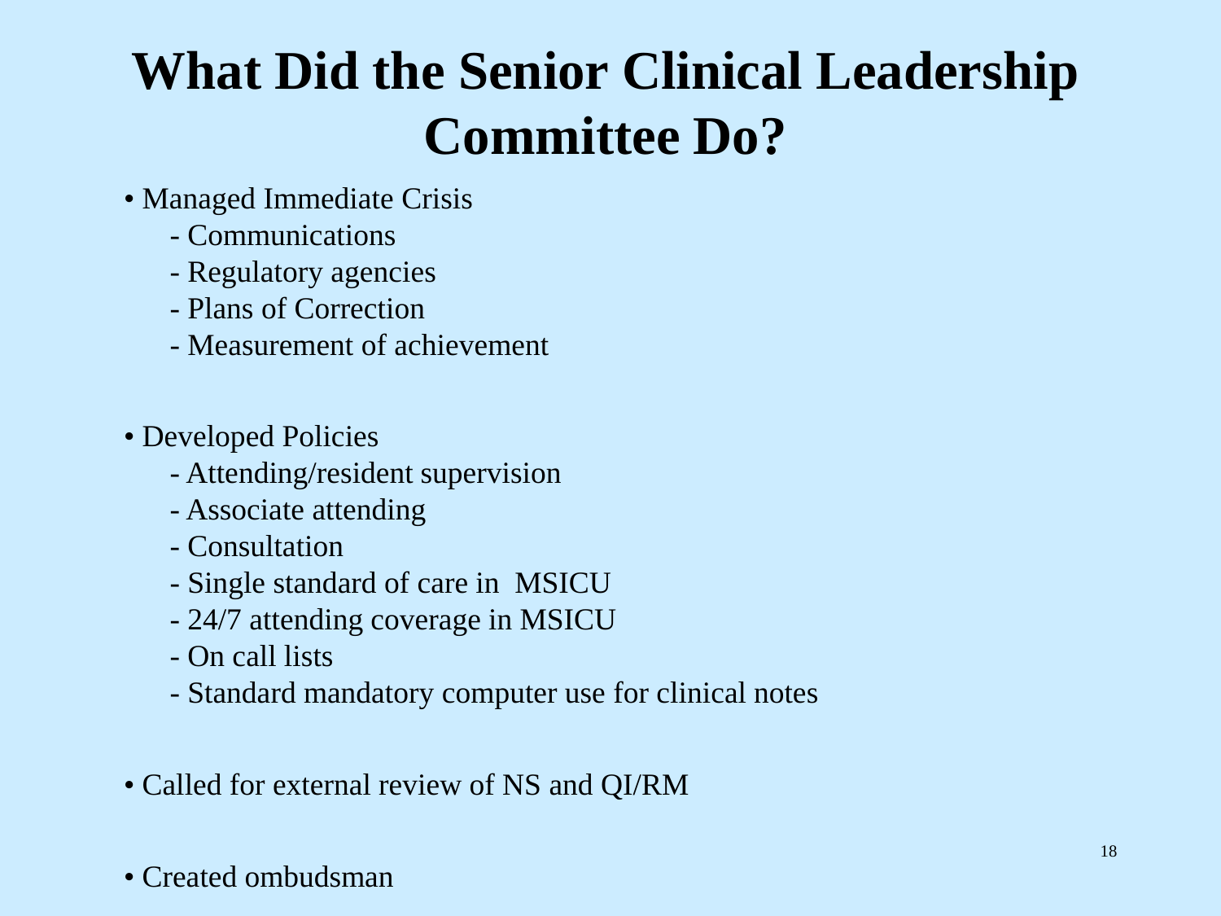# What Did the Senior Clinical Leadership Committee Do?

- Managed Immediate Crisis
  - Communications
  - Regulatory agencies
  - Plans of Correction
  - Measurement of achievement

- Developed Policies
  - Attending/resident supervision
  - Associate attending
  - Consultation
  - Single standard of care in MSICU
  - 24/7 attending coverage in MSICU
  - On call lists
  - Standard mandatory computer use for clinical notes

- Called for external review of NS and QI/RM

- Created ombudsman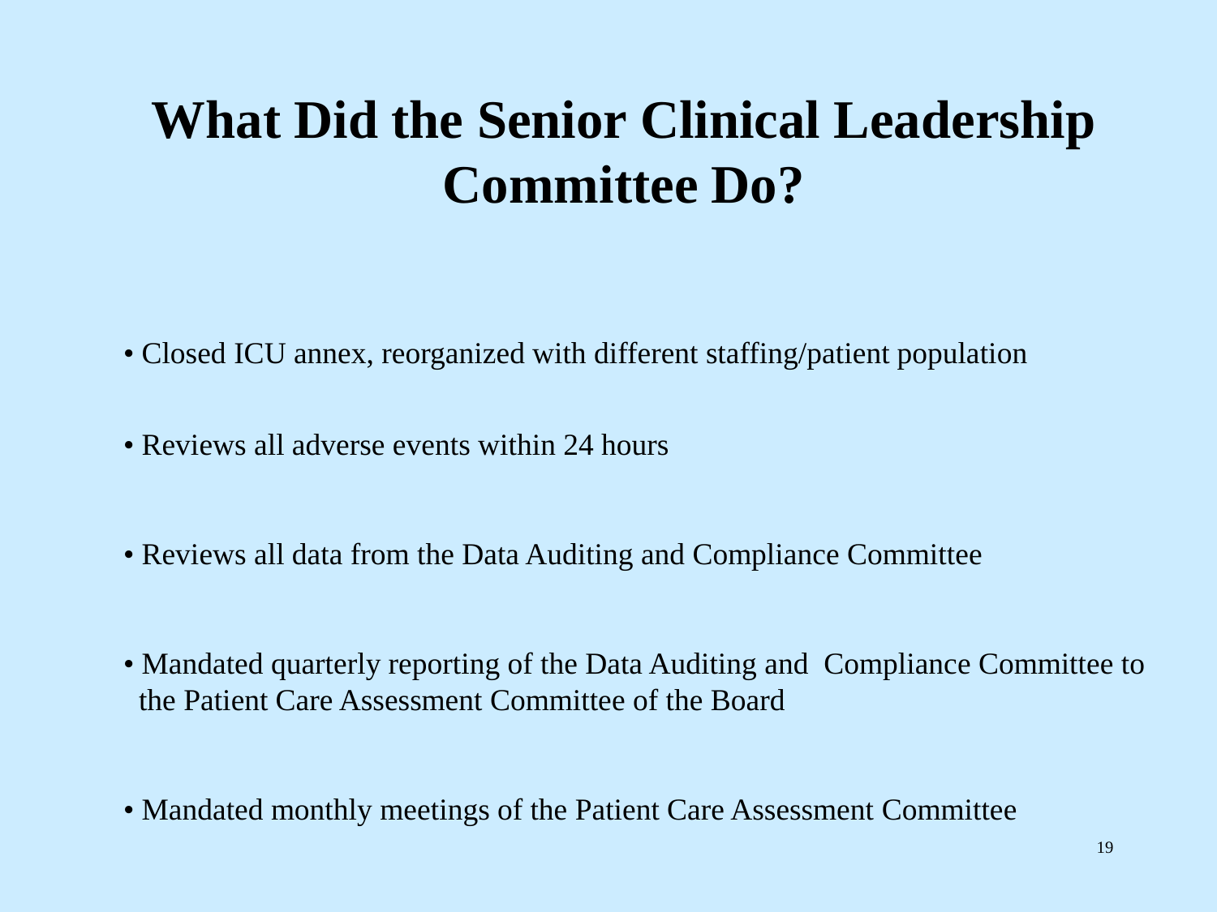# What Did the Senior Clinical Leadership Committee Do?

- Closed ICU annex, reorganized with different staffing/patient population
- Reviews all adverse events within 24 hours
- Reviews all data from the Data Auditing and Compliance Committee
- Mandated quarterly reporting of the Data Auditing and Compliance Committee to the Patient Care Assessment Committee of the Board
- Mandated monthly meetings of the Patient Care Assessment Committee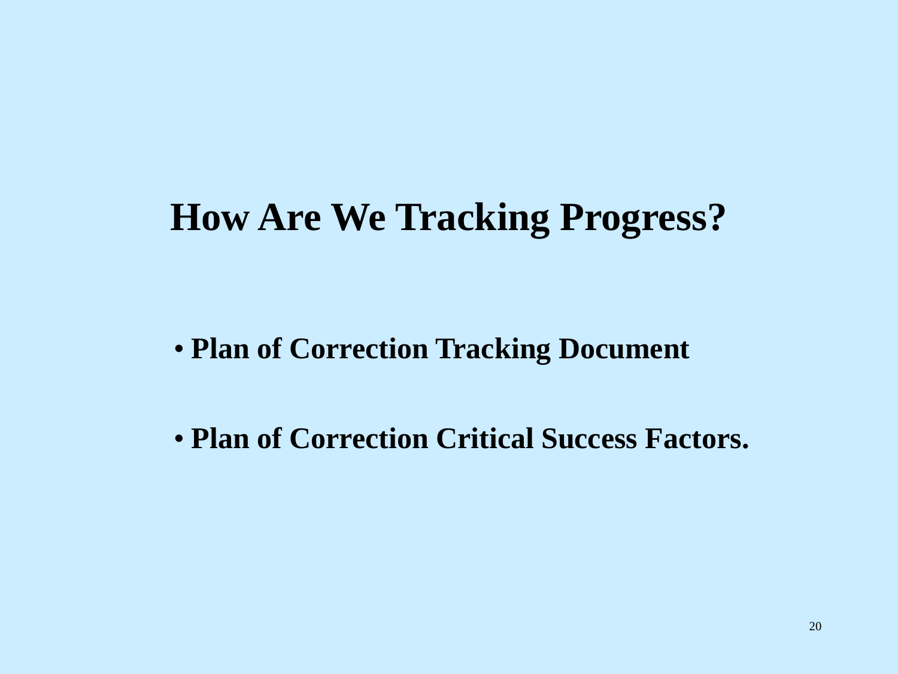# How Are We Tracking Progress?

- **Plan of Correction Tracking Document**
- **Plan of Correction Critical Success Factors.**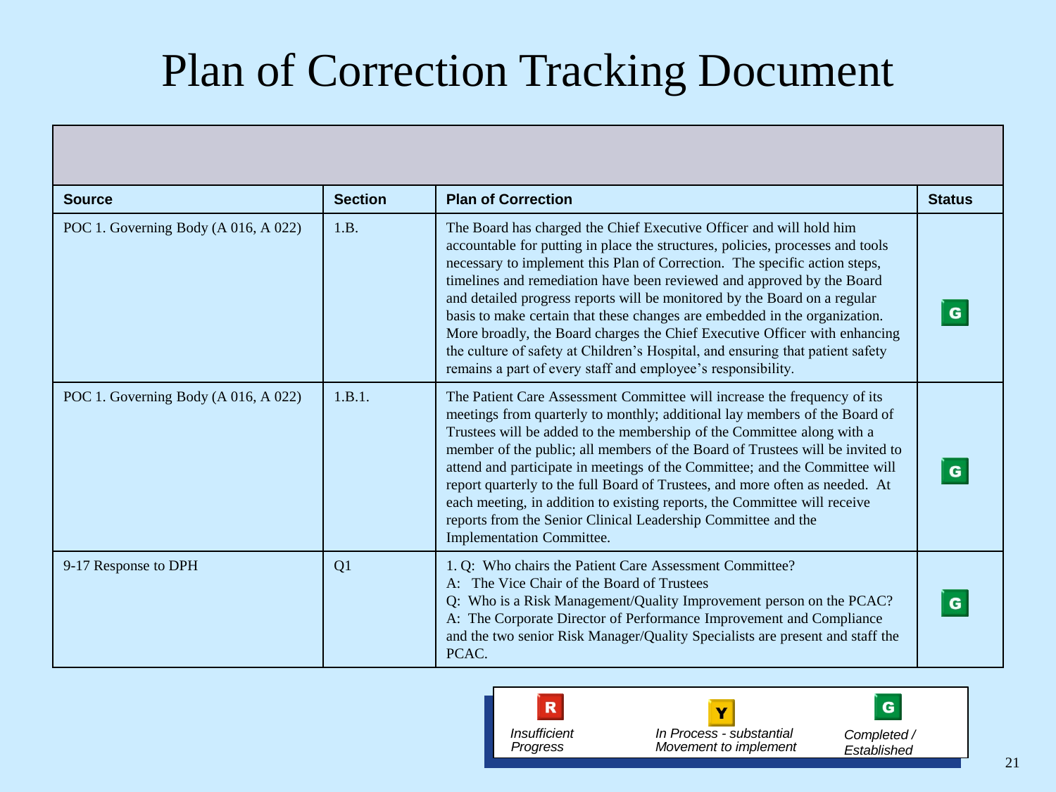# Plan of Correction Tracking Document

| Source | Section | Plan of Correction | Status |
|---|---|---|---|
| POC 1. Governing Body (A 016, A 022) | 1.B. | The Board has charged the Chief Executive Officer and will hold him accountable for putting in place the structures, policies, processes and tools necessary to implement this Plan of Correction. The specific action steps, timelines and remediation have been reviewed and approved by the Board and detailed progress reports will be monitored by the Board on a regular basis to make certain that these changes are embedded in the organization. More broadly, the Board charges the Chief Executive Officer with enhancing the culture of safety at Children's Hospital, and ensuring that patient safety remains a part of every staff and employee's responsibility. | G |
| POC 1. Governing Body (A 016, A 022) | 1.B.1. | The Patient Care Assessment Committee will increase the frequency of its meetings from quarterly to monthly; additional lay members of the Board of Trustees will be added to the membership of the Committee along with a member of the public; all members of the Board of Trustees will be invited to attend and participate in meetings of the Committee; and the Committee will report quarterly to the full Board of Trustees, and more often as needed. At each meeting, in addition to existing reports, the Committee will receive reports from the Senior Clinical Leadership Committee and the Implementation Committee. | G |
| 9-17 Response to DPH | Q1 | 1. Q: Who chairs the Patient Care Assessment Committee?<br>A: The Vice Chair of the Board of Trustees<br>Q: Who is a Risk Management/Quality Improvement person on the PCAC?<br>A: The Corporate Director of Performance Improvement and Compliance and the two senior Risk Manager/Quality Specialists are present and staff the PCAC. | G |

**R** *Insufficient Progress* | **Y** *In Process - substantial Movement to implement* | **G** *Completed / Established*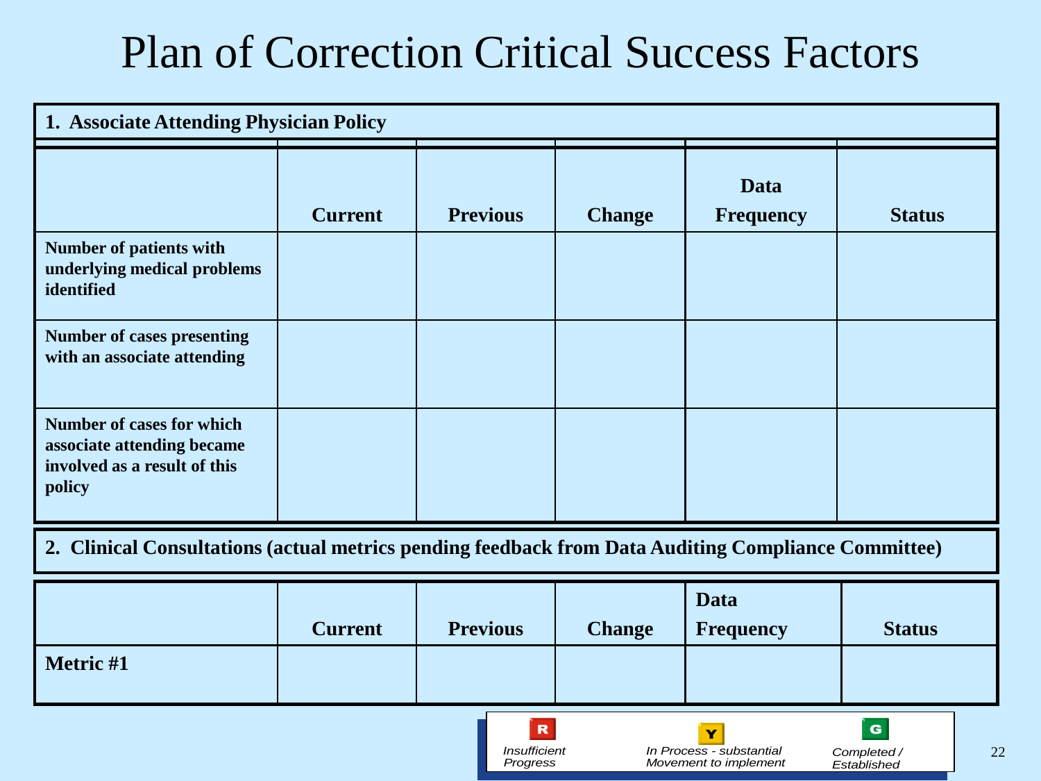# Plan of Correction Critical Success Factors

**1. Associate Attending Physician Policy**

| | Current | Previous | Change | Data Frequency | Status |
|---|---|---|---|---|---|
| **Number of patients with underlying medical problems identified** | | | | | |
| **Number of cases presenting with an associate attending** | | | | | |
| **Number of cases for which associate attending became involved as a result of this policy** | | | | | |

**2. Clinical Consultations (actual metrics pending feedback from Data Auditing Compliance Committee)**

| | Current | Previous | Change | Data Frequency | Status |
|---|---|---|---|---|---|
| **Metric #1** | | | | | |

R — *Insufficient Progress*

Y — *In Process - substantial Movement to implement*

G — *Completed / Established*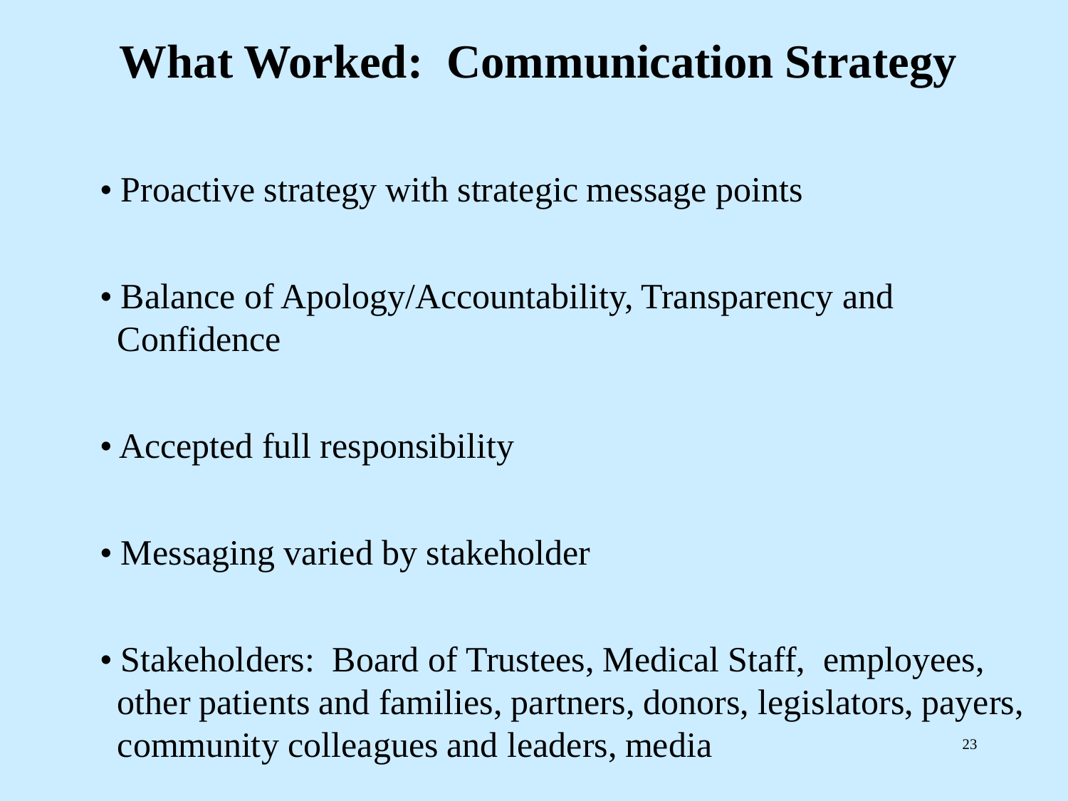# What Worked: Communication Strategy

- Proactive strategy with strategic message points
- Balance of Apology/Accountability, Transparency and Confidence
- Accepted full responsibility
- Messaging varied by stakeholder
- Stakeholders: Board of Trustees, Medical Staff, employees, other patients and families, partners, donors, legislators, payers, community colleagues and leaders, media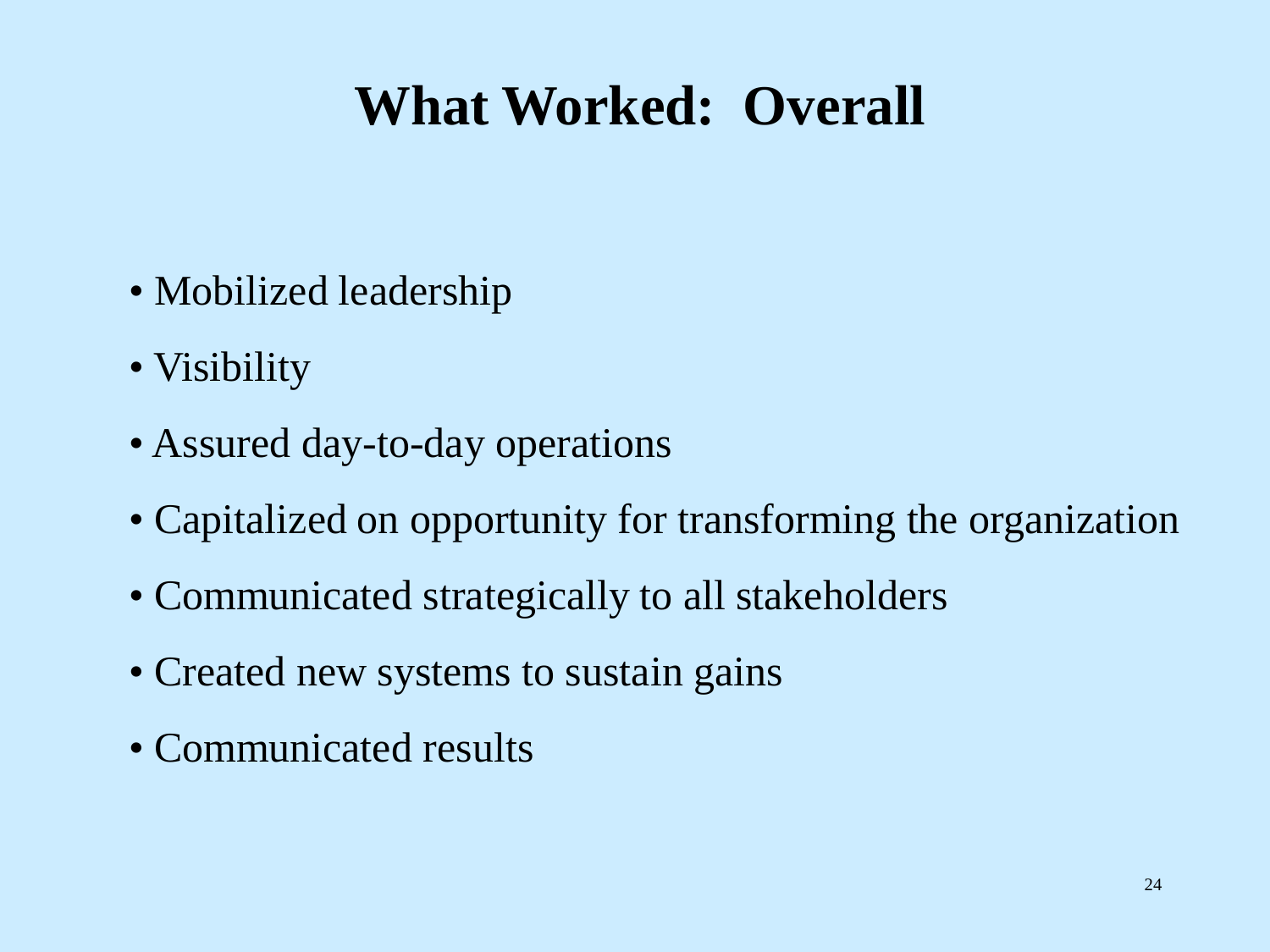# What Worked: Overall

- Mobilized leadership
- Visibility
- Assured day-to-day operations
- Capitalized on opportunity for transforming the organization
- Communicated strategically to all stakeholders
- Created new systems to sustain gains
- Communicated results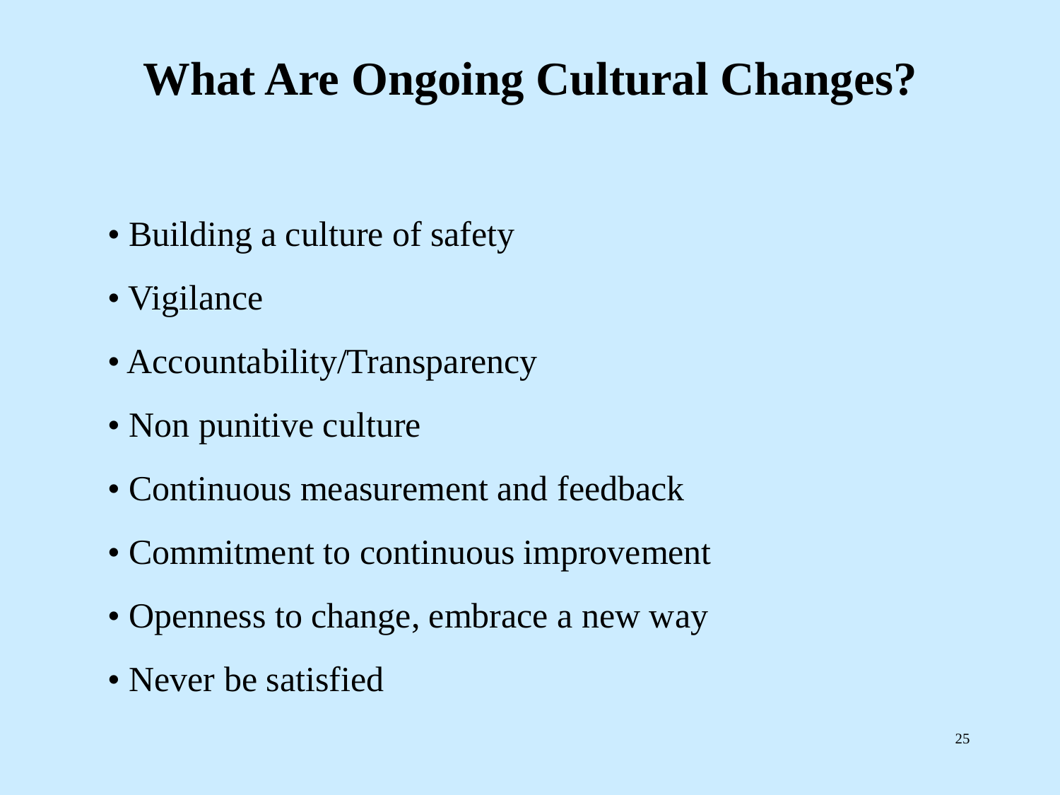# What Are Ongoing Cultural Changes?

- Building a culture of safety
- Vigilance
- Accountability/Transparency
- Non punitive culture
- Continuous measurement and feedback
- Commitment to continuous improvement
- Openness to change, embrace a new way
- Never be satisfied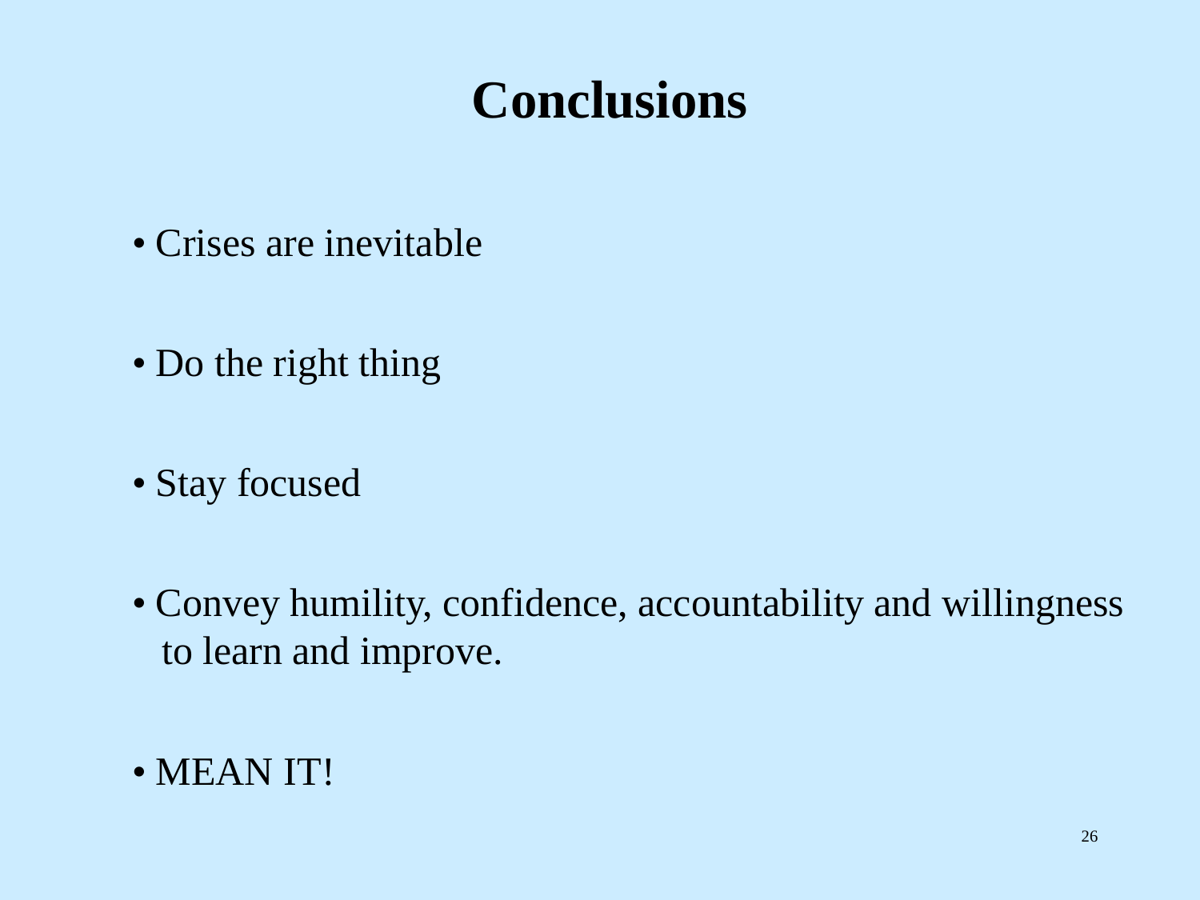# Conclusions

- Crises are inevitable
- Do the right thing
- Stay focused
- Convey humility, confidence, accountability and willingness to learn and improve.
- MEAN IT!